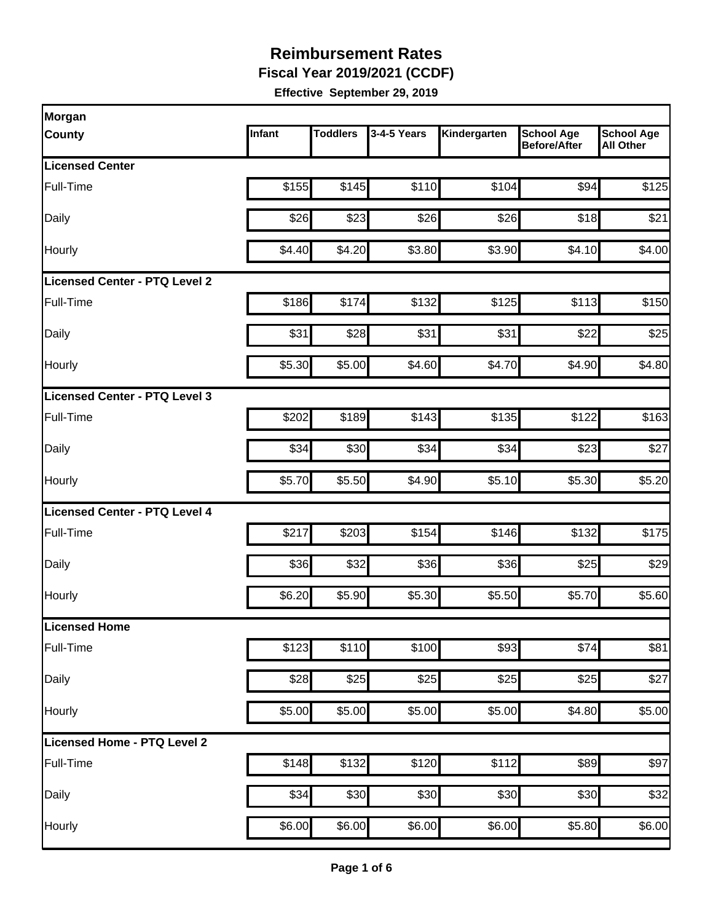# Reimbursement Rates

**Fiscal Year 2019/2021 (CCDF)**

**Effective September 29, 2019**

| Morgan County | Infant | Toddlers | 3-4-5 Years | Kindergarten | School Age Before/After | School Age All Other |
|---|---|---|---|---|---|---|
| **Licensed Center** | | | | | | |
| Full-Time | $155 | $145 | $110 | $104 | $94 | $125 |
| Daily | $26 | $23 | $26 | $26 | $18 | $21 |
| Hourly | $4.40 | $4.20 | $3.80 | $3.90 | $4.10 | $4.00 |
| **Licensed Center - PTQ Level 2** | | | | | | |
| Full-Time | $186 | $174 | $132 | $125 | $113 | $150 |
| Daily | $31 | $28 | $31 | $31 | $22 | $25 |
| Hourly | $5.30 | $5.00 | $4.60 | $4.70 | $4.90 | $4.80 |
| **Licensed Center - PTQ Level 3** | | | | | | |
| Full-Time | $202 | $189 | $143 | $135 | $122 | $163 |
| Daily | $34 | $30 | $34 | $34 | $23 | $27 |
| Hourly | $5.70 | $5.50 | $4.90 | $5.10 | $5.30 | $5.20 |
| **Licensed Center - PTQ Level 4** | | | | | | |
| Full-Time | $217 | $203 | $154 | $146 | $132 | $175 |
| Daily | $36 | $32 | $36 | $36 | $25 | $29 |
| Hourly | $6.20 | $5.90 | $5.30 | $5.50 | $5.70 | $5.60 |
| **Licensed Home** | | | | | | |
| Full-Time | $123 | $110 | $100 | $93 | $74 | $81 |
| Daily | $28 | $25 | $25 | $25 | $25 | $27 |
| Hourly | $5.00 | $5.00 | $5.00 | $5.00 | $4.80 | $5.00 |
| **Licensed Home - PTQ Level 2** | | | | | | |
| Full-Time | $148 | $132 | $120 | $112 | $89 | $97 |
| Daily | $34 | $30 | $30 | $30 | $30 | $32 |
| Hourly | $6.00 | $6.00 | $6.00 | $6.00 | $5.80 | $6.00 |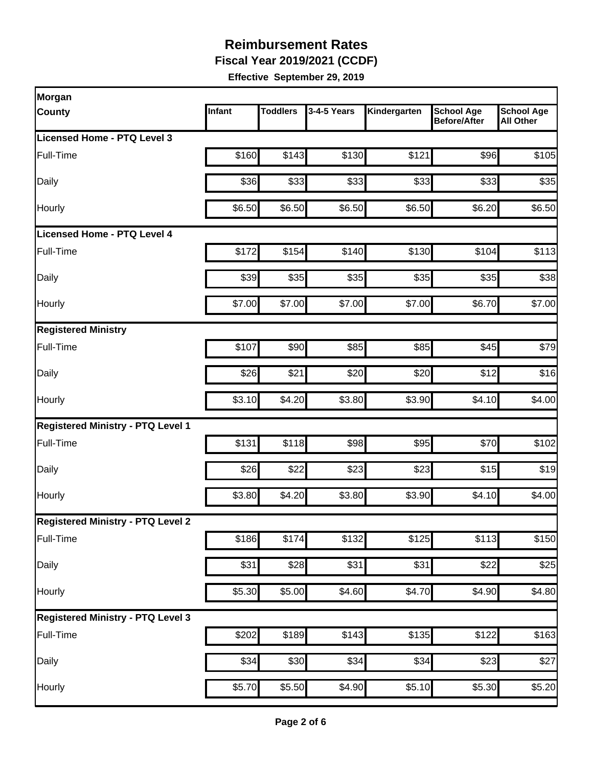# Reimbursement Rates

**Fiscal Year 2019/2021 (CCDF)**

**Effective September 29, 2019**

| Morgan County | Infant | Toddlers | 3-4-5 Years | Kindergarten | School Age Before/After | School Age All Other |
|---|---|---|---|---|---|---|
| **Licensed Home - PTQ Level 3** | | | | | | |
| Full-Time | $160 | $143 | $130 | $121 | $96 | $105 |
| Daily | $36 | $33 | $33 | $33 | $33 | $35 |
| Hourly | $6.50 | $6.50 | $6.50 | $6.50 | $6.20 | $6.50 |
| **Licensed Home - PTQ Level 4** | | | | | | |
| Full-Time | $172 | $154 | $140 | $130 | $104 | $113 |
| Daily | $39 | $35 | $35 | $35 | $35 | $38 |
| Hourly | $7.00 | $7.00 | $7.00 | $7.00 | $6.70 | $7.00 |
| **Registered Ministry** | | | | | | |
| Full-Time | $107 | $90 | $85 | $85 | $45 | $79 |
| Daily | $26 | $21 | $20 | $20 | $12 | $16 |
| Hourly | $3.10 | $4.20 | $3.80 | $3.90 | $4.10 | $4.00 |
| **Registered Ministry - PTQ Level 1** | | | | | | |
| Full-Time | $131 | $118 | $98 | $95 | $70 | $102 |
| Daily | $26 | $22 | $23 | $23 | $15 | $19 |
| Hourly | $3.80 | $4.20 | $3.80 | $3.90 | $4.10 | $4.00 |
| **Registered Ministry - PTQ Level 2** | | | | | | |
| Full-Time | $186 | $174 | $132 | $125 | $113 | $150 |
| Daily | $31 | $28 | $31 | $31 | $22 | $25 |
| Hourly | $5.30 | $5.00 | $4.60 | $4.70 | $4.90 | $4.80 |
| **Registered Ministry - PTQ Level 3** | | | | | | |
| Full-Time | $202 | $189 | $143 | $135 | $122 | $163 |
| Daily | $34 | $30 | $34 | $34 | $23 | $27 |
| Hourly | $5.70 | $5.50 | $4.90 | $5.10 | $5.30 | $5.20 |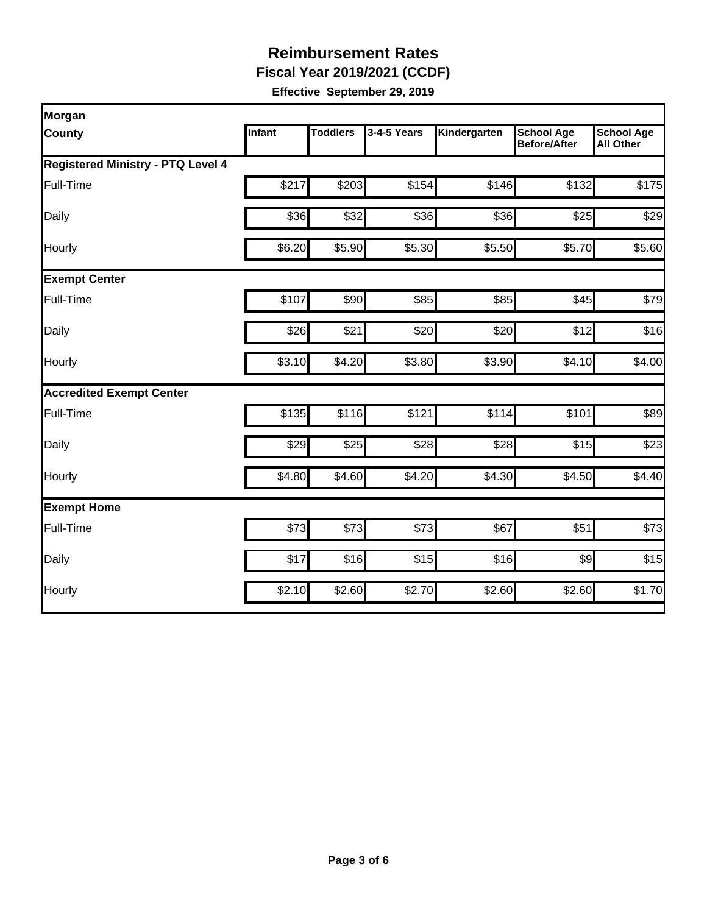# Reimbursement Rates

**Fiscal Year 2019/2021 (CCDF)**

**Effective September 29, 2019**

| Morgan County | Infant | Toddlers | 3-4-5 Years | Kindergarten | School Age Before/After | School Age All Other |
|---|---|---|---|---|---|---|
| **Registered Ministry - PTQ Level 4** | | | | | | |
| Full-Time | $217 | $203 | $154 | $146 | $132 | $175 |
| Daily | $36 | $32 | $36 | $36 | $25 | $29 |
| Hourly | $6.20 | $5.90 | $5.30 | $5.50 | $5.70 | $5.60 |
| **Exempt Center** | | | | | | |
| Full-Time | $107 | $90 | $85 | $85 | $45 | $79 |
| Daily | $26 | $21 | $20 | $20 | $12 | $16 |
| Hourly | $3.10 | $4.20 | $3.80 | $3.90 | $4.10 | $4.00 |
| **Accredited Exempt Center** | | | | | | |
| Full-Time | $135 | $116 | $121 | $114 | $101 | $89 |
| Daily | $29 | $25 | $28 | $28 | $15 | $23 |
| Hourly | $4.80 | $4.60 | $4.20 | $4.30 | $4.50 | $4.40 |
| **Exempt Home** | | | | | | |
| Full-Time | $73 | $73 | $73 | $67 | $51 | $73 |
| Daily | $17 | $16 | $15 | $16 | $9 | $15 |
| Hourly | $2.10 | $2.60 | $2.70 | $2.60 | $2.60 | $1.70 |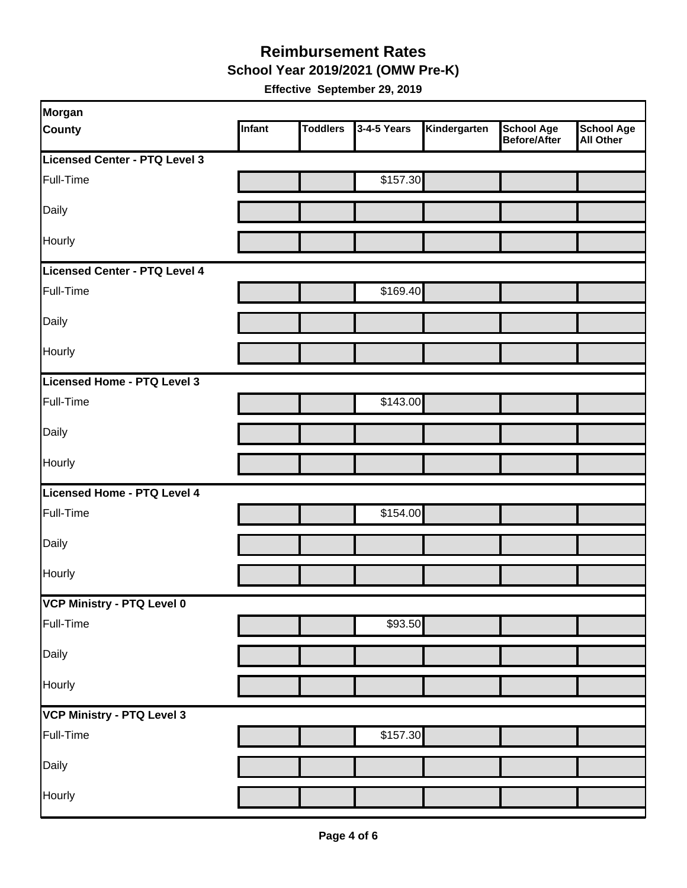# Reimbursement Rates

## School Year 2019/2021 (OMW Pre-K)

**Effective September 29, 2019**

| Morgan County | Infant | Toddlers | 3-4-5 Years | Kindergarten | School Age Before/After | School Age All Other |
|---|---|---|---|---|---|---|
| **Licensed Center - PTQ Level 3** | | | | | | |
| Full-Time | | | $157.30 | | | |
| Daily | | | | | | |
| Hourly | | | | | | |
| **Licensed Center - PTQ Level 4** | | | | | | |
| Full-Time | | | $169.40 | | | |
| Daily | | | | | | |
| Hourly | | | | | | |
| **Licensed Home - PTQ Level 3** | | | | | | |
| Full-Time | | | $143.00 | | | |
| Daily | | | | | | |
| Hourly | | | | | | |
| **Licensed Home - PTQ Level 4** | | | | | | |
| Full-Time | | | $154.00 | | | |
| Daily | | | | | | |
| Hourly | | | | | | |
| **VCP Ministry - PTQ Level 0** | | | | | | |
| Full-Time | | | $93.50 | | | |
| Daily | | | | | | |
| Hourly | | | | | | |
| **VCP Ministry - PTQ Level 3** | | | | | | |
| Full-Time | | | $157.30 | | | |
| Daily | | | | | | |
| Hourly | | | | | | |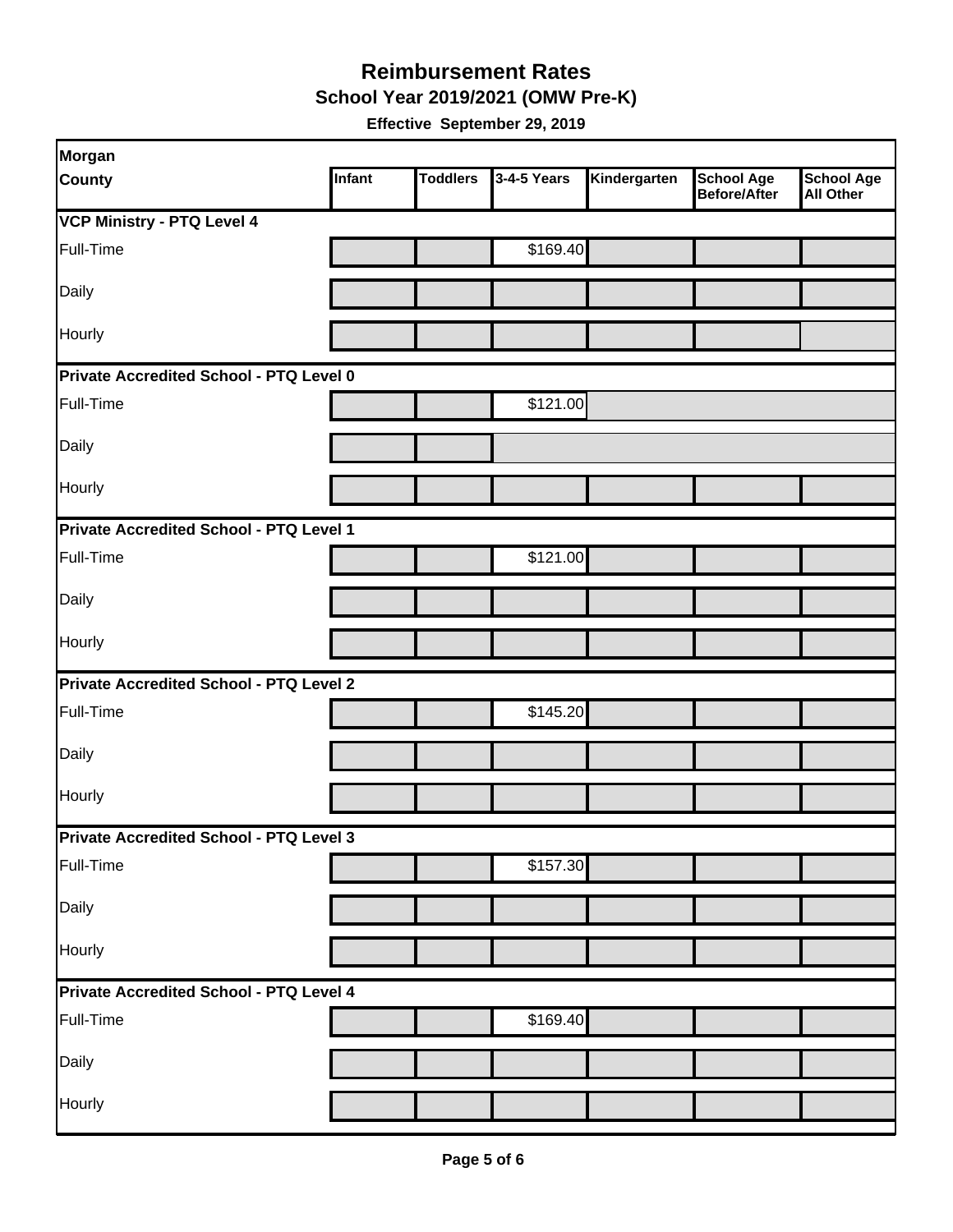# Reimbursement Rates

## School Year 2019/2021 (OMW Pre-K)

**Effective September 29, 2019**

| Morgan County | Infant | Toddlers | 3-4-5 Years | Kindergarten | School Age Before/After | School Age All Other |
|---|---|---|---|---|---|---|
| **VCP Ministry - PTQ Level 4** | | | | | | |
| Full-Time | | | $169.40 | | | |
| Daily | | | | | | |
| Hourly | | | | | | |
| **Private Accredited School - PTQ Level 0** | | | | | | |
| Full-Time | | | $121.00 | | | |
| Daily | | | | | | |
| Hourly | | | | | | |
| **Private Accredited School - PTQ Level 1** | | | | | | |
| Full-Time | | | $121.00 | | | |
| Daily | | | | | | |
| Hourly | | | | | | |
| **Private Accredited School - PTQ Level 2** | | | | | | |
| Full-Time | | | $145.20 | | | |
| Daily | | | | | | |
| Hourly | | | | | | |
| **Private Accredited School - PTQ Level 3** | | | | | | |
| Full-Time | | | $157.30 | | | |
| Daily | | | | | | |
| Hourly | | | | | | |
| **Private Accredited School - PTQ Level 4** | | | | | | |
| Full-Time | | | $169.40 | | | |
| Daily | | | | | | |
| Hourly | | | | | | |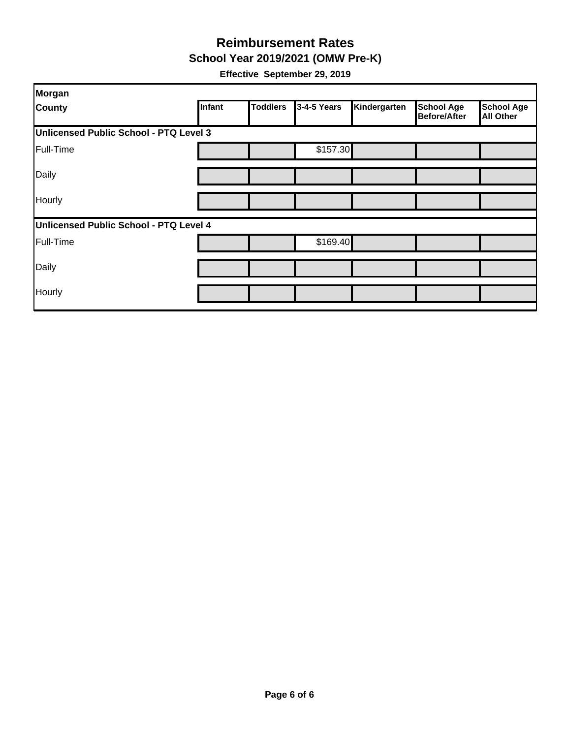# Reimbursement Rates

## School Year 2019/2021 (OMW Pre-K)

**Effective September 29, 2019**

| Morgan County | Infant | Toddlers | 3-4-5 Years | Kindergarten | School Age Before/After | School Age All Other |
|---|---|---|---|---|---|---|
| **Unlicensed Public School - PTQ Level 3** | | | | | | |
| Full-Time | | | $157.30 | | | |
| Daily | | | | | | |
| Hourly | | | | | | |
| **Unlicensed Public School - PTQ Level 4** | | | | | | |
| Full-Time | | | $169.40 | | | |
| Daily | | | | | | |
| Hourly | | | | | | |